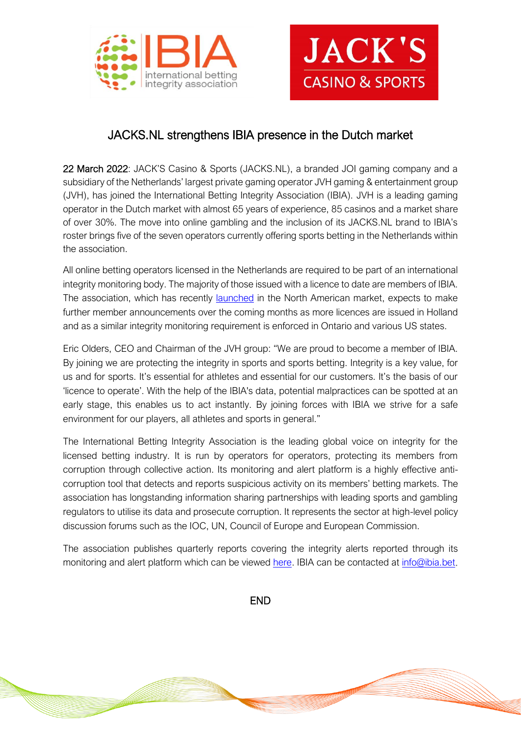# JACKS.NL strengthens IBIA presence in the Dutch market

22 March 2022: JACK'S Casino & Sports (JACKS.NL), a branded JOI gaming company and a subsidiary of the Netherlands' largest private gaming operator JVH gaming & entertainment group (JVH), has joined the International Betting Integrity Association (IBIA). JVH is a leading gaming operator in the Dutch market with almost 65 years of experience, 85 casinos and a market share of over 30%. The move into online gambling and the inclusion of its JACKS.NL brand to IBIA's roster brings five of the seven operators currently offering sports betting in the Netherlands within the association.

All online betting operators licensed in the Netherlands are required to be part of an international integrity monitoring body. The majority of those issued with a licence to date are members of IBIA. The association, which has recently launched in the North American market, expects to make further member announcements over the coming months as more licences are issued in Holland and as a similar integrity monitoring requirement is enforced in Ontario and various US states.

Eric Olders, CEO and Chairman of the JVH group: "We are proud to become a member of IBIA. By joining we are protecting the integrity in sports and sports betting. Integrity is a key value, for us and for sports. It's essential for athletes and essential for our customers. It's the basis of our 'licence to operate'. With the help of the IBIA's data, potential malpractices can be spotted at an early stage, this enables us to act instantly. By joining forces with IBIA we strive for a safe environment for our players, all athletes and sports in general."

The International Betting Integrity Association is the leading global voice on integrity for the licensed betting industry. It is run by operators for operators, protecting its members from corruption through collective action. Its monitoring and alert platform is a highly effective anti-corruption tool that detects and reports suspicious activity on its members' betting markets. The association has longstanding information sharing partnerships with leading sports and gambling regulators to utilise its data and prosecute corruption. It represents the sector at high-level policy discussion forums such as the IOC, UN, Council of Europe and European Commission.

The association publishes quarterly reports covering the integrity alerts reported through its monitoring and alert platform which can be viewed here. IBIA can be contacted at info@ibia.bet.

END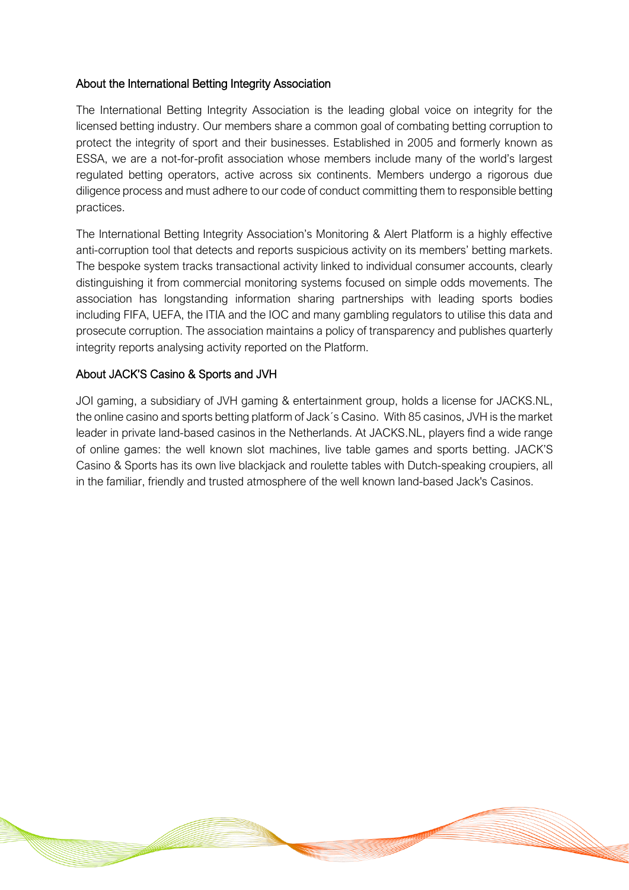## About the International Betting Integrity Association

The International Betting Integrity Association is the leading global voice on integrity for the licensed betting industry. Our members share a common goal of combating betting corruption to protect the integrity of sport and their businesses. Established in 2005 and formerly known as ESSA, we are a not-for-profit association whose members include many of the world's largest regulated betting operators, active across six continents. Members undergo a rigorous due diligence process and must adhere to our code of conduct committing them to responsible betting practices.

The International Betting Integrity Association's Monitoring & Alert Platform is a highly effective anti-corruption tool that detects and reports suspicious activity on its members' betting markets. The bespoke system tracks transactional activity linked to individual consumer accounts, clearly distinguishing it from commercial monitoring systems focused on simple odds movements. The association has longstanding information sharing partnerships with leading sports bodies including FIFA, UEFA, the ITIA and the IOC and many gambling regulators to utilise this data and prosecute corruption. The association maintains a policy of transparency and publishes quarterly integrity reports analysing activity reported on the Platform.

## About JACK'S Casino & Sports and JVH

JOI gaming, a subsidiary of JVH gaming & entertainment group, holds a license for JACKS.NL, the online casino and sports betting platform of Jack´s Casino. With 85 casinos, JVH is the market leader in private land-based casinos in the Netherlands. At JACKS.NL, players find a wide range of online games: the well known slot machines, live table games and sports betting. JACK'S Casino & Sports has its own live blackjack and roulette tables with Dutch-speaking croupiers, all in the familiar, friendly and trusted atmosphere of the well known land-based Jack's Casinos.